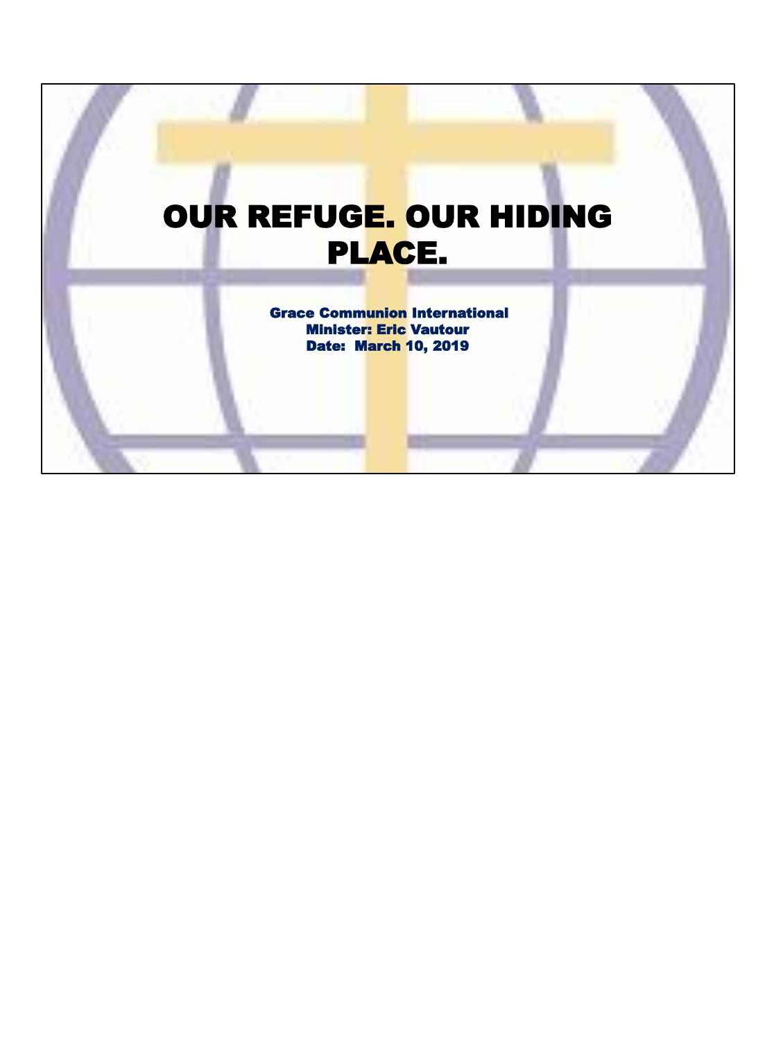# OUR REFUGE. OUR HIDING PLACE.

**Grace Communion International**
**Minister: Eric Vautour**
**Date: March 10, 2019**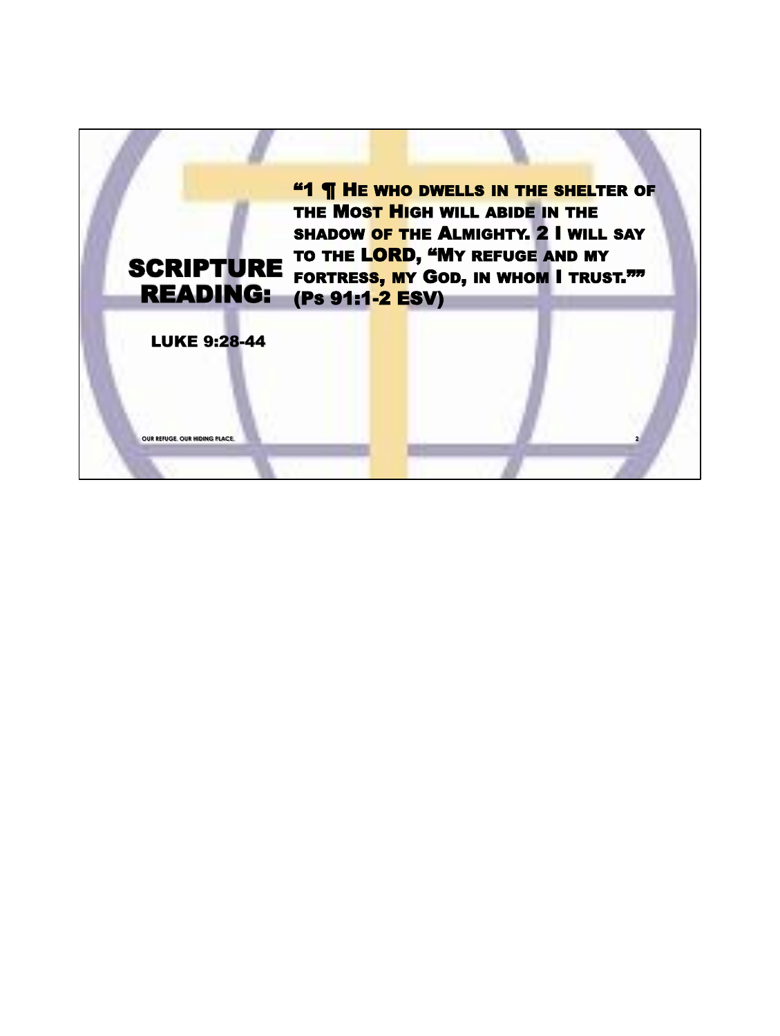# SCRIPTURE READING:

**LUKE 9:28-44**

**"1 ¶ He who dwells in the shelter of the Most High will abide in the shadow of the Almighty. 2 I will say to the LORD, "My refuge and my fortress, my God, in whom I trust."" (Ps 91:1-2 ESV)**

OUR REFUGE. OUR HIDING PLACE.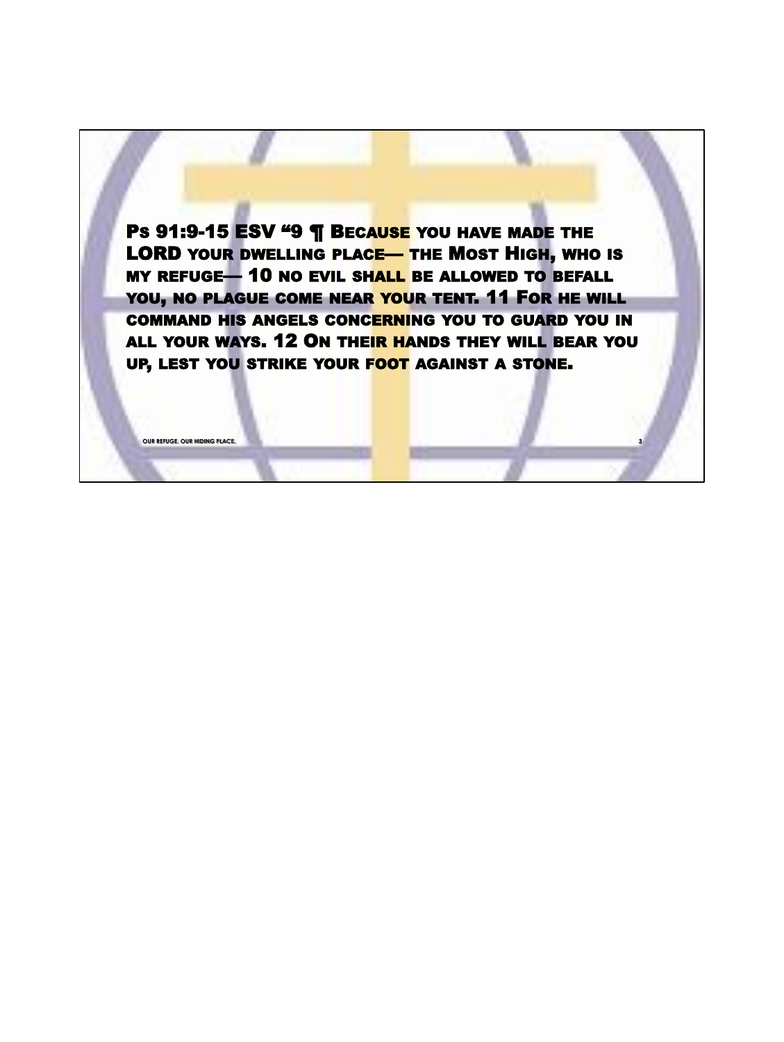**Ps 91:9-15 ESV "9 ¶ Because you have made the LORD your dwelling place— the Most High, who is my refuge— 10 no evil shall be allowed to befall you, no plague come near your tent. 11 For he will command his angels concerning you to guard you in all your ways. 12 On their hands they will bear you up, lest you strike your foot against a stone.**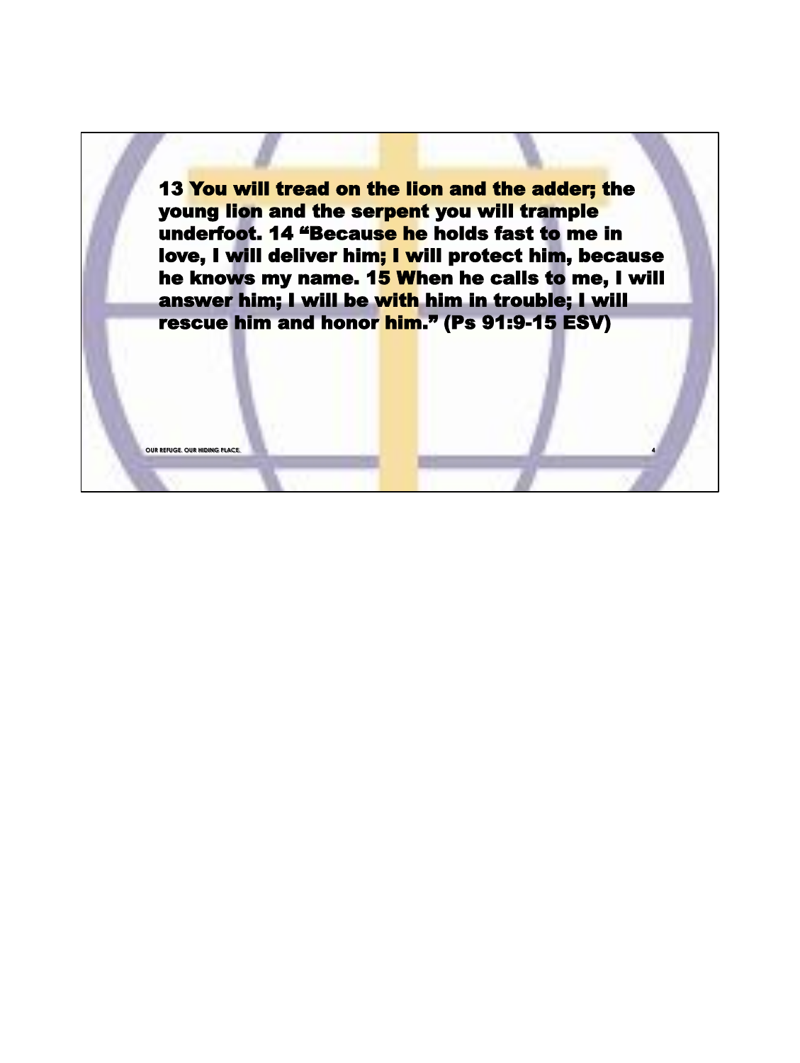13 You will tread on the lion and the adder; the young lion and the serpent you will trample underfoot. 14 "Because he holds fast to me in love, I will deliver him; I will protect him, because he knows my name. 15 When he calls to me, I will answer him; I will be with him in trouble; I will rescue him and honor him." (Ps 91:9-15 ESV)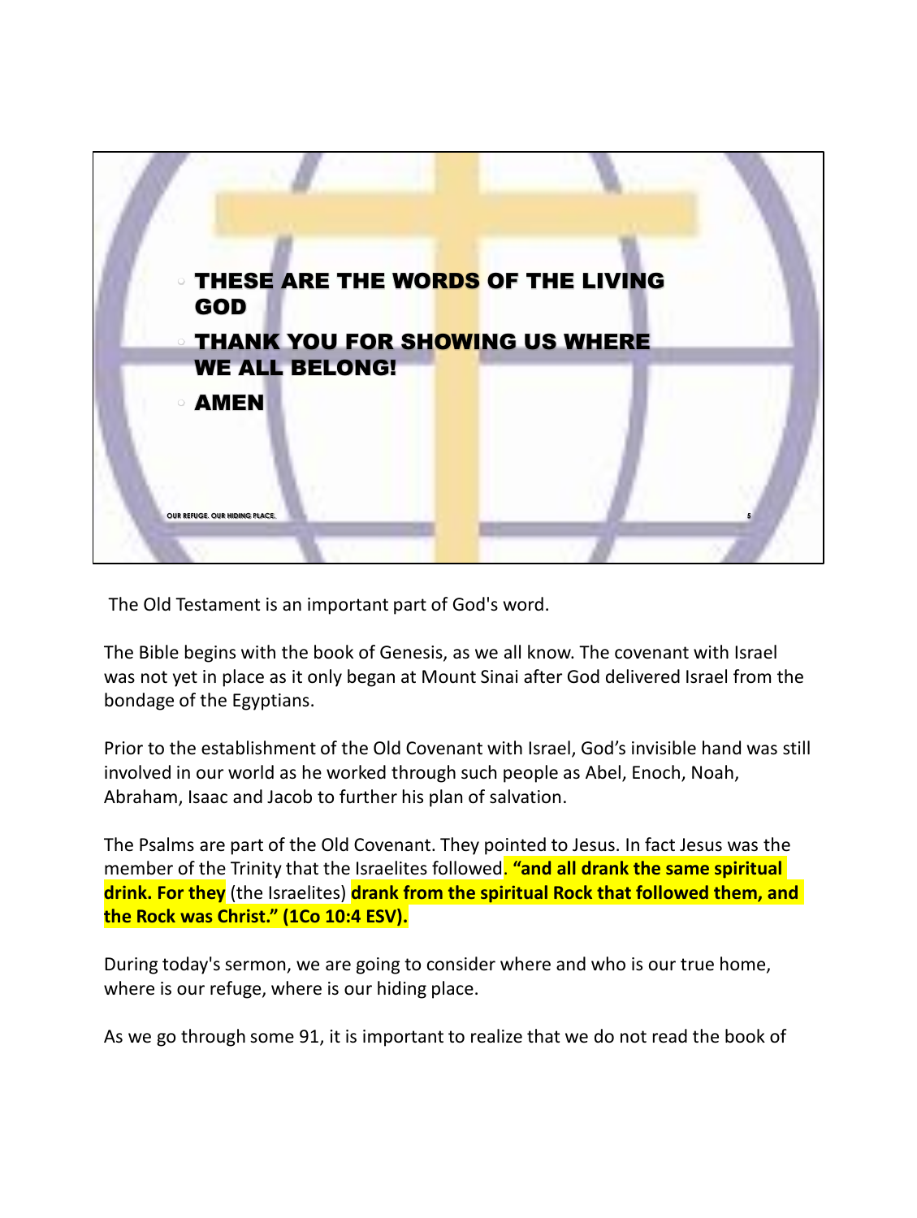- THESE ARE THE WORDS OF THE LIVING GOD
- THANK YOU FOR SHOWING US WHERE WE ALL BELONG!
- AMEN

OUR REFUGE. OUR HIDING PLACE.

The Old Testament is an important part of God's word.

The Bible begins with the book of Genesis, as we all know. The covenant with Israel was not yet in place as it only began at Mount Sinai after God delivered Israel from the bondage of the Egyptians.

Prior to the establishment of the Old Covenant with Israel, God's invisible hand was still involved in our world as he worked through such people as Abel, Enoch, Noah, Abraham, Isaac and Jacob to further his plan of salvation.

The Psalms are part of the Old Covenant. They pointed to Jesus. In fact Jesus was the member of the Trinity that the Israelites followed. **"and all drank the same spiritual drink. For they** (the Israelites) **drank from the spiritual Rock that followed them, and the Rock was Christ." (1Co 10:4 ESV).**

During today's sermon, we are going to consider where and who is our true home, where is our refuge, where is our hiding place.

As we go through some 91, it is important to realize that we do not read the book of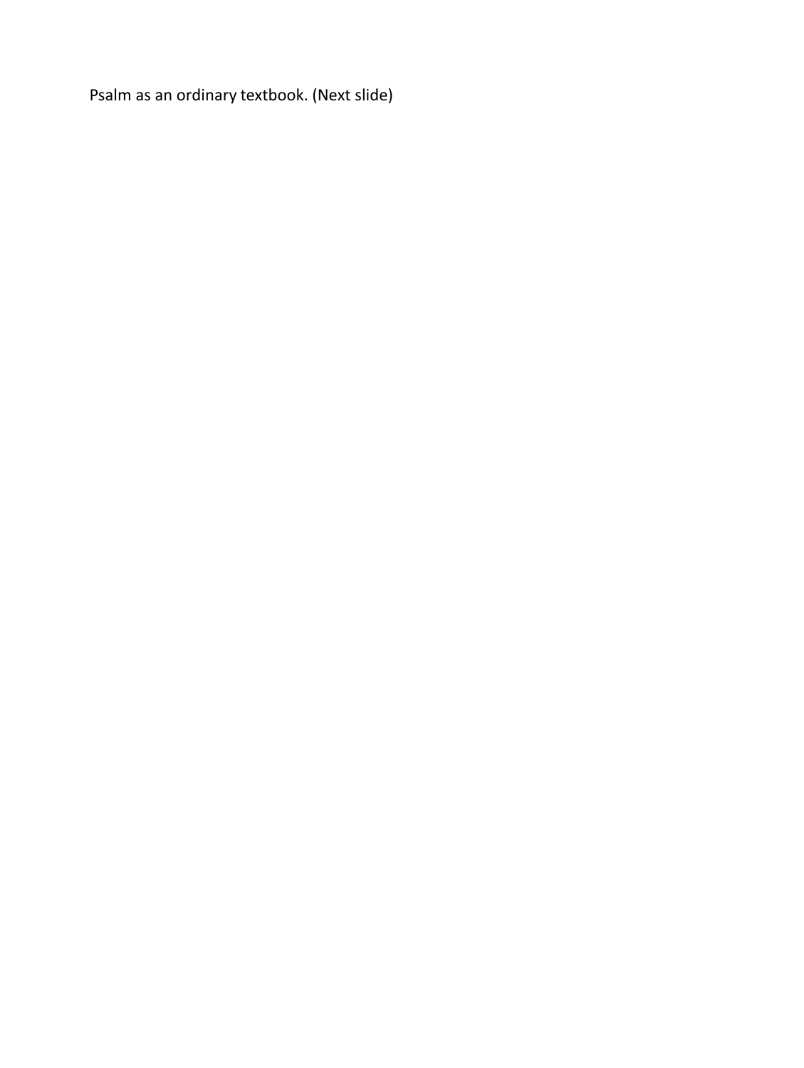Psalm as an ordinary textbook. (Next slide)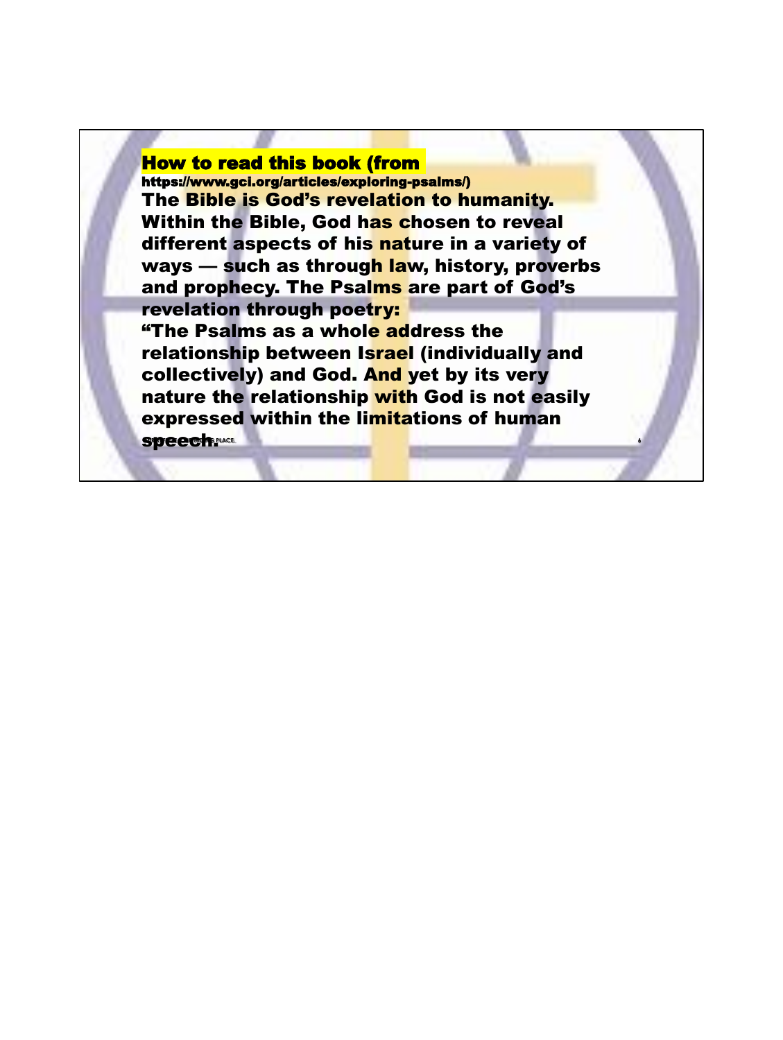## How to read this book (from https://www.gci.org/articles/exploring-psalms/)

**The Bible is God's revelation to humanity. Within the Bible, God has chosen to reveal different aspects of his nature in a variety of ways — such as through law, history, proverbs and prophecy. The Psalms are part of God's revelation through poetry:**

**"The Psalms as a whole address the relationship between Israel (individually and collectively) and God. And yet by its very nature the relationship with God is not easily expressed within the limitations of human speech.**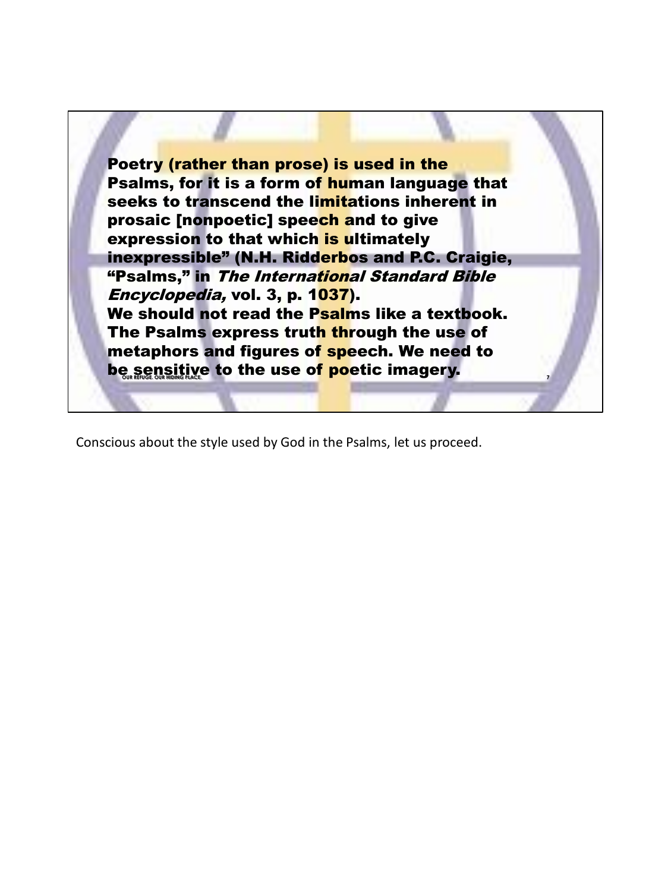Poetry (rather than prose) is used in the Psalms, for it is a form of human language that seeks to transcend the limitations inherent in prosaic [nonpoetic] speech and to give expression to that which is ultimately inexpressible" (N.H. Ridderbos and P.C. Craigie, "Psalms," in *The International Standard Bible Encyclopedia,* vol. 3, p. 1037).

We should not read the Psalms like a textbook. The Psalms express truth through the use of metaphors and figures of speech. We need to be sensitive to the use of poetic imagery.

Conscious about the style used by God in the Psalms, let us proceed.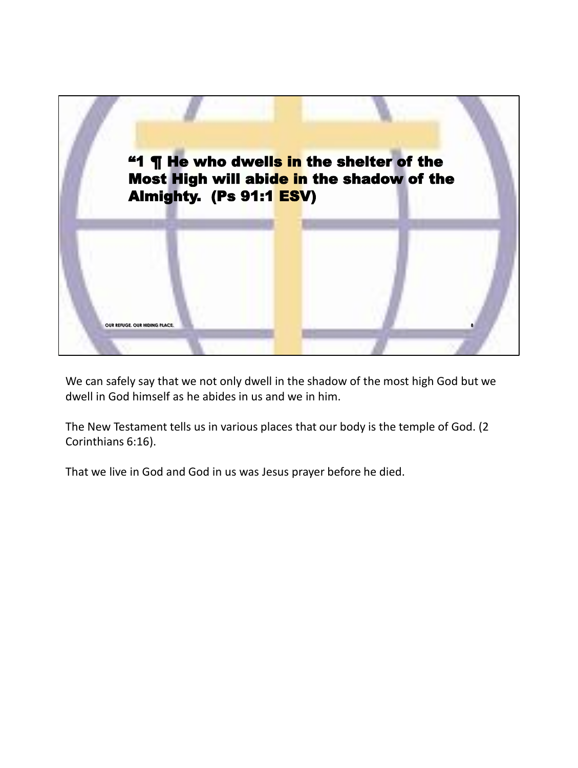"1 ¶ He who dwells in the shelter of the Most High will abide in the shadow of the Almighty. (Ps 91:1 ESV)

OUR REFUGE. OUR HIDING PLACE.

We can safely say that we not only dwell in the shadow of the most high God but we dwell in God himself as he abides in us and we in him.

The New Testament tells us in various places that our body is the temple of God. (2 Corinthians 6:16).

That we live in God and God in us was Jesus prayer before he died.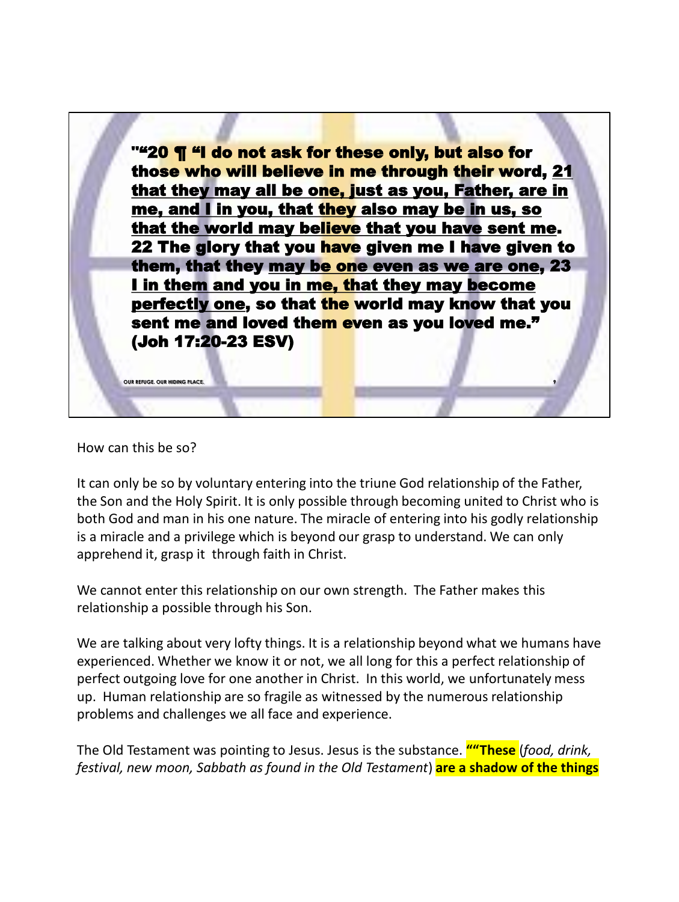"“20 ¶ “I do not ask for these only, but also for those who will believe in me through their word, <u>21 that they may all be one, just as you, Father, are in me, and I in you, that they also may be in us, so that the world may believe that you have sent me</u>. 22 The glory that you have given me I have given to them, that they <u>may be one even as we are one</u>, 23 <u>I in them and you in me, that they may become perfectly one</u>, so that the world may know that you sent me and loved them even as you loved me.” (Joh 17:20-23 ESV)

OUR REFUGE. OUR HIDING PLACE.

How can this be so?

It can only be so by voluntary entering into the triune God relationship of the Father, the Son and the Holy Spirit. It is only possible through becoming united to Christ who is both God and man in his one nature. The miracle of entering into his godly relationship is a miracle and a privilege which is beyond our grasp to understand. We can only apprehend it, grasp it through faith in Christ.

We cannot enter this relationship on our own strength. The Father makes this relationship a possible through his Son.

We are talking about very lofty things. It is a relationship beyond what we humans have experienced. Whether we know it or not, we all long for this a perfect relationship of perfect outgoing love for one another in Christ. In this world, we unfortunately mess up. Human relationship are so fragile as witnessed by the numerous relationship problems and challenges we all face and experience.

The Old Testament was pointing to Jesus. Jesus is the substance. **““These** (*food, drink, festival, new moon, Sabbath as found in the Old Testament*) **are a shadow of the things**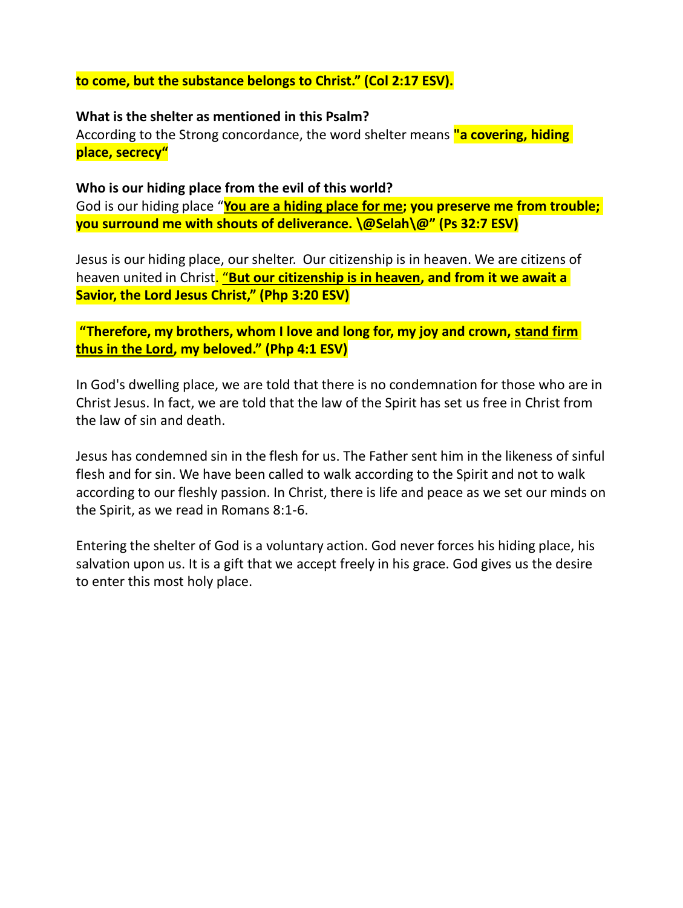**to come, but the substance belongs to Christ." (Col 2:17 ESV).**

**What is the shelter as mentioned in this Psalm?**
According to the Strong concordance, the word shelter means **"a covering, hiding place, secrecy"**

**Who is our hiding place from the evil of this world?**
God is our hiding place "**<u>You are a hiding place for me</u>; you preserve me from trouble; you surround me with shouts of deliverance. \@Selah\@" (Ps 32:7 ESV)**

Jesus is our hiding place, our shelter. Our citizenship is in heaven. We are citizens of heaven united in Christ. **"<u>But our citizenship is in heaven</u>, and from it we await a Savior, the Lord Jesus Christ," (Php 3:20 ESV)**

**"Therefore, my brothers, whom I love and long for, my joy and crown, <u>stand firm thus in the Lord</u>, my beloved." (Php 4:1 ESV)**

In God's dwelling place, we are told that there is no condemnation for those who are in Christ Jesus. In fact, we are told that the law of the Spirit has set us free in Christ from the law of sin and death.

Jesus has condemned sin in the flesh for us. The Father sent him in the likeness of sinful flesh and for sin. We have been called to walk according to the Spirit and not to walk according to our fleshly passion. In Christ, there is life and peace as we set our minds on the Spirit, as we read in Romans 8:1-6.

Entering the shelter of God is a voluntary action. God never forces his hiding place, his salvation upon us. It is a gift that we accept freely in his grace. God gives us the desire to enter this most holy place.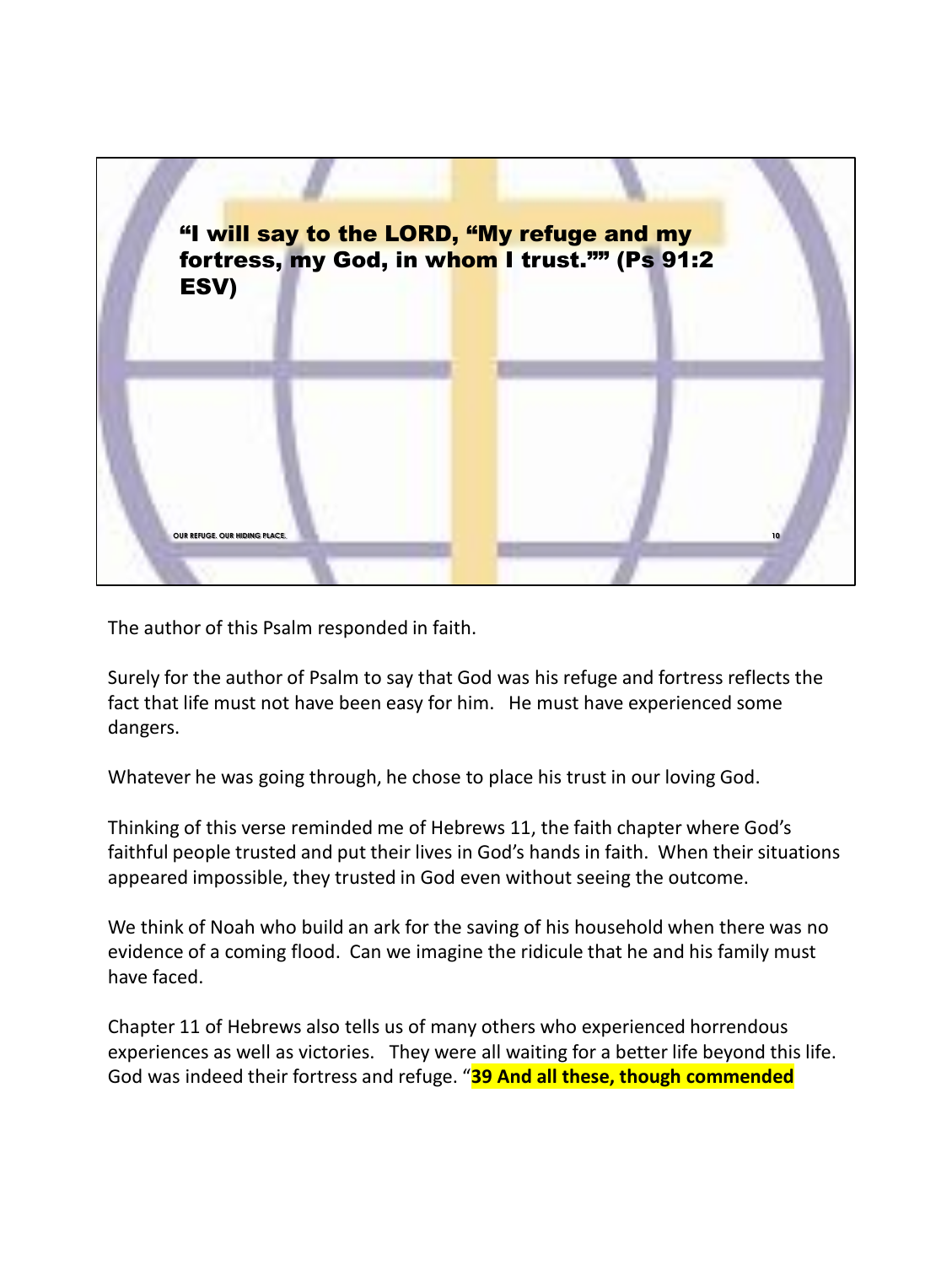"I will say to the LORD, "My refuge and my fortress, my God, in whom I trust."" (Ps 91:2 ESV)

OUR REFUGE. OUR HIDING PLACE.

The author of this Psalm responded in faith.

Surely for the author of Psalm to say that God was his refuge and fortress reflects the fact that life must not have been easy for him. He must have experienced some dangers.

Whatever he was going through, he chose to place his trust in our loving God.

Thinking of this verse reminded me of Hebrews 11, the faith chapter where God's faithful people trusted and put their lives in God's hands in faith. When their situations appeared impossible, they trusted in God even without seeing the outcome.

We think of Noah who build an ark for the saving of his household when there was no evidence of a coming flood. Can we imagine the ridicule that he and his family must have faced.

Chapter 11 of Hebrews also tells us of many others who experienced horrendous experiences as well as victories. They were all waiting for a better life beyond this life. God was indeed their fortress and refuge. "**39 And all these, though commended**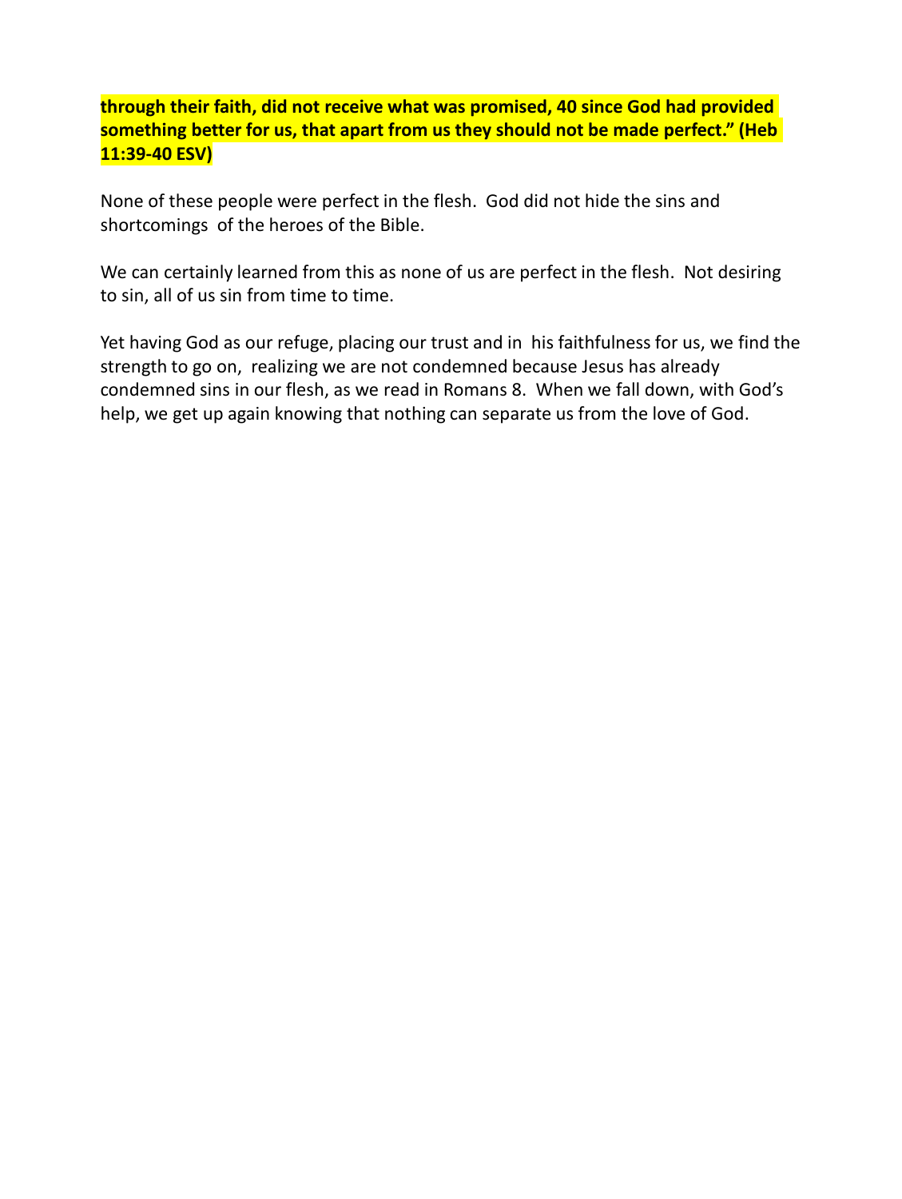**through their faith, did not receive what was promised, 40 since God had provided something better for us, that apart from us they should not be made perfect." (Heb 11:39-40 ESV)**

None of these people were perfect in the flesh.  God did not hide the sins and shortcomings  of the heroes of the Bible.

We can certainly learned from this as none of us are perfect in the flesh.  Not desiring to sin, all of us sin from time to time.

Yet having God as our refuge, placing our trust and in  his faithfulness for us, we find the strength to go on,  realizing we are not condemned because Jesus has already condemned sins in our flesh, as we read in Romans 8.  When we fall down, with God's help, we get up again knowing that nothing can separate us from the love of God.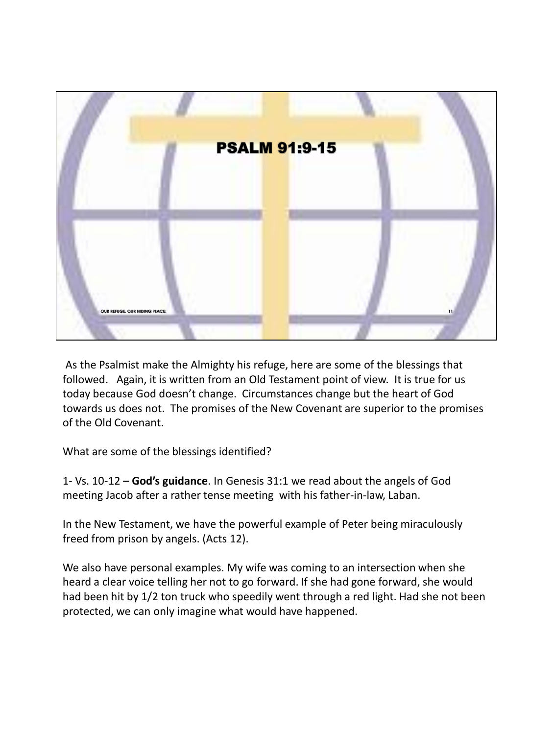# PSALM 91:9-15

As the Psalmist make the Almighty his refuge, here are some of the blessings that followed. Again, it is written from an Old Testament point of view. It is true for us today because God doesn't change. Circumstances change but the heart of God towards us does not. The promises of the New Covenant are superior to the promises of the Old Covenant.

What are some of the blessings identified?

1- Vs. 10-12 **– God's guidance**. In Genesis 31:1 we read about the angels of God meeting Jacob after a rather tense meeting with his father-in-law, Laban.

In the New Testament, we have the powerful example of Peter being miraculously freed from prison by angels. (Acts 12).

We also have personal examples. My wife was coming to an intersection when she heard a clear voice telling her not to go forward. If she had gone forward, she would had been hit by 1/2 ton truck who speedily went through a red light. Had she not been protected, we can only imagine what would have happened.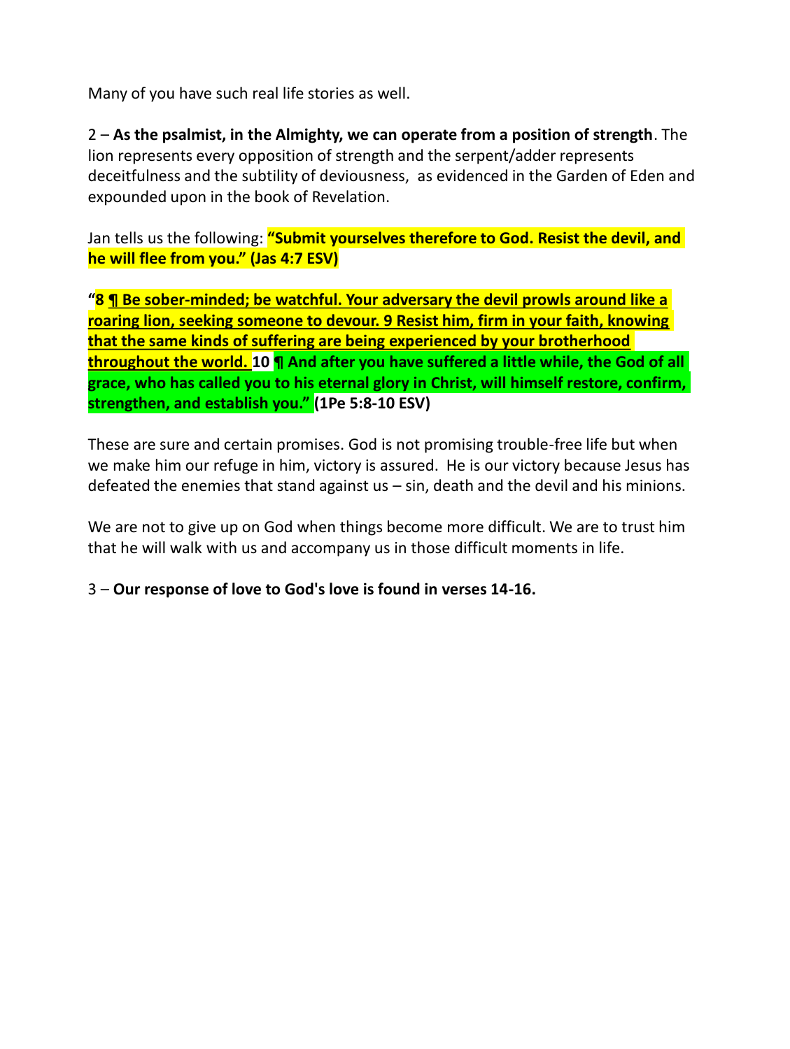Many of you have such real life stories as well.

2 – **As the psalmist, in the Almighty, we can operate from a position of strength**. The lion represents every opposition of strength and the serpent/adder represents deceitfulness and the subtility of deviousness, as evidenced in the Garden of Eden and expounded upon in the book of Revelation.

Jan tells us the following: **"Submit yourselves therefore to God. Resist the devil, and he will flee from you." (Jas 4:7 ESV)**

**"8 <u>¶ Be sober-minded; be watchful. Your adversary the devil prowls around like a roaring lion, seeking someone to devour. 9 Resist him, firm in your faith, knowing that the same kinds of suffering are being experienced by your brotherhood throughout the world.</u> 10 ¶ And after you have suffered a little while, the God of all grace, who has called you to his eternal glory in Christ, will himself restore, confirm, strengthen, and establish you." (1Pe 5:8-10 ESV)**

These are sure and certain promises. God is not promising trouble-free life but when we make him our refuge in him, victory is assured. He is our victory because Jesus has defeated the enemies that stand against us – sin, death and the devil and his minions.

We are not to give up on God when things become more difficult. We are to trust him that he will walk with us and accompany us in those difficult moments in life.

3 – **Our response of love to God's love is found in verses 14-16.**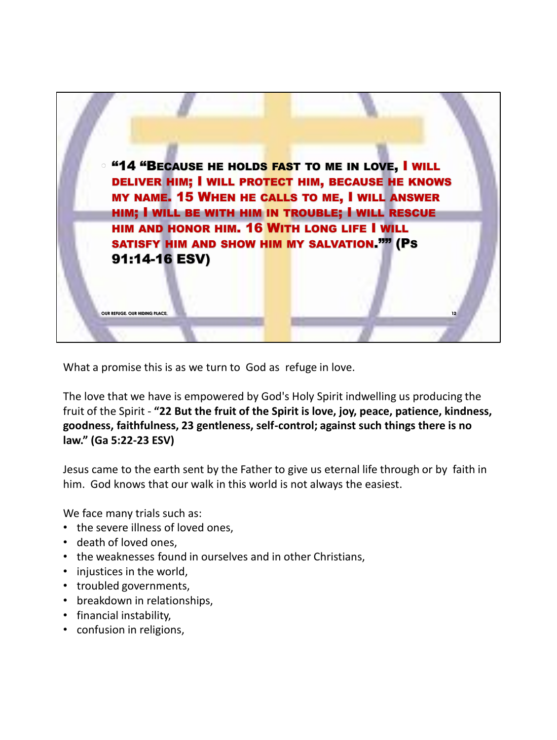"14 "Because he holds fast to me in love, I will deliver him; I will protect him, because he knows my name. 15 When he calls to me, I will answer him; I will be with him in trouble; I will rescue him and honor him. 16 With long life I will satisfy him and show him my salvation."'" (Ps 91:14-16 ESV)

OUR REFUGE. OUR HIDING PLACE.

What a promise this is as we turn to God as refuge in love.

The love that we have is empowered by God's Holy Spirit indwelling us producing the fruit of the Spirit - **"22 But the fruit of the Spirit is love, joy, peace, patience, kindness, goodness, faithfulness, 23 gentleness, self-control; against such things there is no law." (Ga 5:22-23 ESV)**

Jesus came to the earth sent by the Father to give us eternal life through or by faith in him. God knows that our walk in this world is not always the easiest.

We face many trials such as:

- the severe illness of loved ones,
- death of loved ones,
- the weaknesses found in ourselves and in other Christians,
- injustices in the world,
- troubled governments,
- breakdown in relationships,
- financial instability,
- confusion in religions,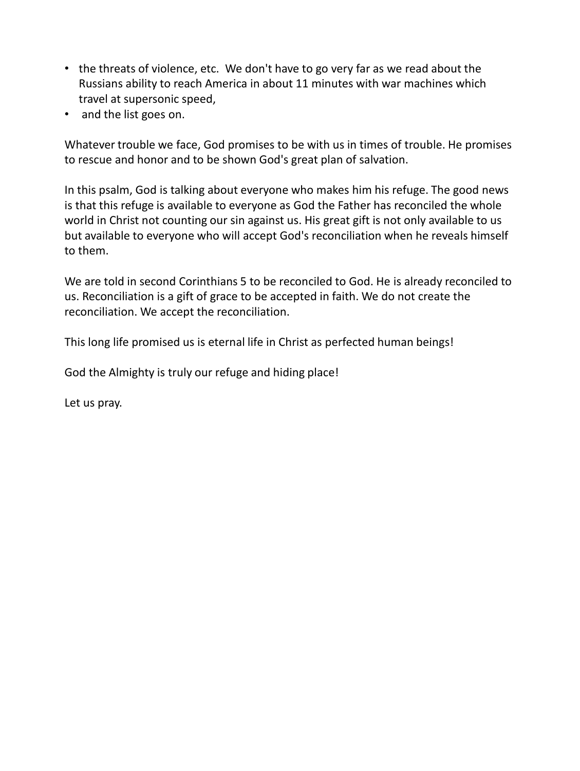- the threats of violence, etc.  We don't have to go very far as we read about the Russians ability to reach America in about 11 minutes with war machines which travel at supersonic speed,
- and the list goes on.

Whatever trouble we face, God promises to be with us in times of trouble. He promises to rescue and honor and to be shown God's great plan of salvation.

In this psalm, God is talking about everyone who makes him his refuge. The good news is that this refuge is available to everyone as God the Father has reconciled the whole world in Christ not counting our sin against us. His great gift is not only available to us but available to everyone who will accept God's reconciliation when he reveals himself to them.

We are told in second Corinthians 5 to be reconciled to God. He is already reconciled to us. Reconciliation is a gift of grace to be accepted in faith. We do not create the reconciliation. We accept the reconciliation.

This long life promised us is eternal life in Christ as perfected human beings!

God the Almighty is truly our refuge and hiding place!

Let us pray.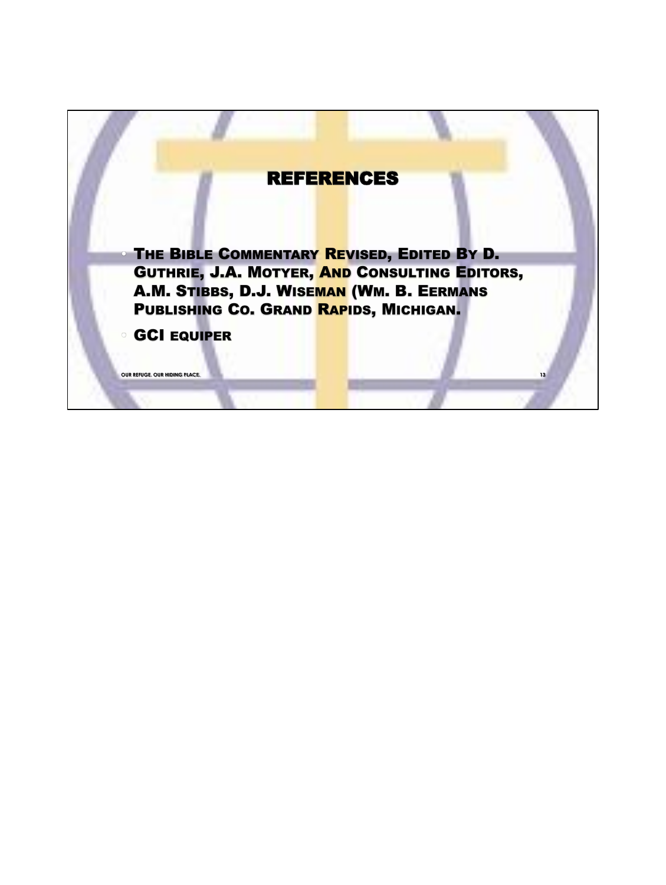# REFERENCES

- The Bible Commentary Revised, Edited By D. Guthrie, J.A. Motyer, And Consulting Editors, A.M. Stibbs, D.J. Wiseman (Wm. B. Eermans Publishing Co. Grand Rapids, Michigan.
  - GCI equiper